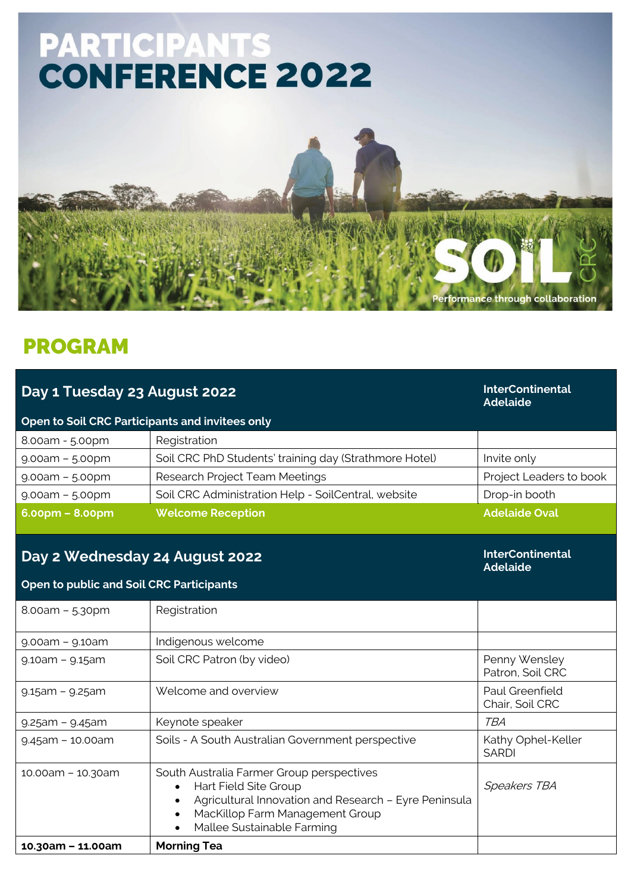# PARTICIPANTS CONFERENCE 2022

SOIL CRC

Performance through collaboration

## PROGRAM

| Day 1 Tuesday 23 August 2022<br>Open to Soil CRC Participants and invitees only | | InterContinental Adelaide |
|---|---|---|
| 8.00am - 5.00pm | Registration | |
| 9.00am – 5.00pm | Soil CRC PhD Students' training day (Strathmore Hotel) | Invite only |
| 9.00am – 5.00pm | Research Project Team Meetings | Project Leaders to book |
| 9.00am – 5.00pm | Soil CRC Administration Help - SoilCentral, website | Drop-in booth |
| **6.00pm – 8.00pm** | **Welcome Reception** | **Adelaide Oval** |

| Day 2 Wednesday 24 August 2022<br>Open to public and Soil CRC Participants | | InterContinental Adelaide |
|---|---|---|
| 8.00am – 5.30pm | Registration | |
| 9.00am – 9.10am | Indigenous welcome | |
| 9.10am – 9.15am | Soil CRC Patron (by video) | Penny Wensley<br>Patron, Soil CRC |
| 9.15am – 9.25am | Welcome and overview | Paul Greenfield<br>Chair, Soil CRC |
| 9.25am – 9.45am | Keynote speaker | *TBA* |
| 9.45am – 10.00am | Soils - A South Australian Government perspective | Kathy Ophel-Keller<br>SARDI |
| 10.00am – 10.30am | South Australia Farmer Group perspectives<br>• Hart Field Site Group<br>• Agricultural Innovation and Research – Eyre Peninsula<br>• MacKillop Farm Management Group<br>• Mallee Sustainable Farming | *Speakers TBA* |
| **10.30am – 11.00am** | **Morning Tea** | |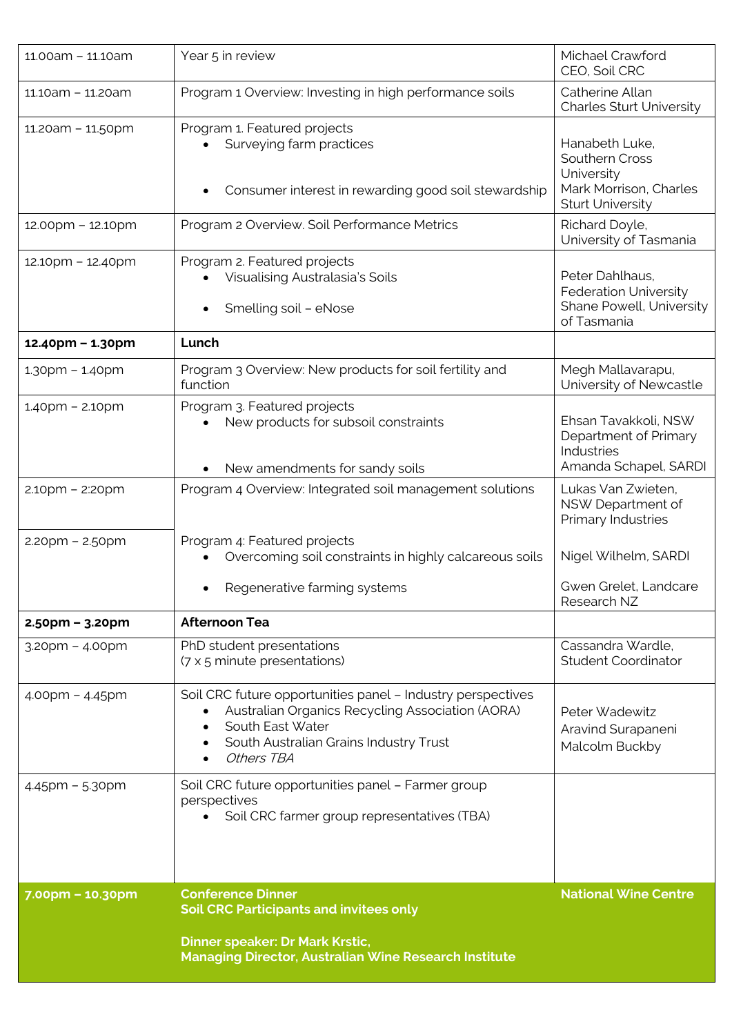| | | |
|---|---|---|
| 11.00am – 11.10am | Year 5 in review | Michael Crawford<br>CEO, Soil CRC |
| 11.10am – 11.20am | Program 1 Overview: Investing in high performance soils | Catherine Allan<br>Charles Sturt University |
| 11.20am – 11.50pm | Program 1. Featured projects<br>• Surveying farm practices<br>• Consumer interest in rewarding good soil stewardship | Hanabeth Luke, Southern Cross University<br>Mark Morrison, Charles Sturt University |
| 12.00pm – 12.10pm | Program 2 Overview. Soil Performance Metrics | Richard Doyle,<br>University of Tasmania |
| 12.10pm – 12.40pm | Program 2. Featured projects<br>• Visualising Australasia's Soils<br>• Smelling soil – eNose | Peter Dahlhaus, Federation University<br>Shane Powell, University of Tasmania |
| **12.40pm – 1.30pm** | **Lunch** | |
| 1.30pm – 1.40pm | Program 3 Overview: New products for soil fertility and function | Megh Mallavarapu,<br>University of Newcastle |
| 1.40pm – 2.10pm | Program 3. Featured projects<br>• New products for subsoil constraints<br>• New amendments for sandy soils | Ehsan Tavakkoli, NSW Department of Primary Industries<br>Amanda Schapel, SARDI |
| 2.10pm – 2:20pm | Program 4 Overview: Integrated soil management solutions | Lukas Van Zwieten,<br>NSW Department of Primary Industries |
| 2.20pm – 2.50pm | Program 4: Featured projects<br>• Overcoming soil constraints in highly calcareous soils<br>• Regenerative farming systems | Nigel Wilhelm, SARDI<br>Gwen Grelet, Landcare Research NZ |
| **2.50pm – 3.20pm** | **Afternoon Tea** | |
| 3.20pm – 4.00pm | PhD student presentations<br>(7 x 5 minute presentations) | Cassandra Wardle,<br>Student Coordinator |
| 4.00pm – 4.45pm | Soil CRC future opportunities panel – Industry perspectives<br>• Australian Organics Recycling Association (AORA)<br>• South East Water<br>• South Australian Grains Industry Trust<br>• *Others TBA* | Peter Wadewitz<br>Aravind Surapaneni<br>Malcolm Buckby |
| 4.45pm – 5.30pm | Soil CRC future opportunities panel – Farmer group perspectives<br>• Soil CRC farmer group representatives (TBA) | |
| **7.00pm – 10.30pm** | **Conference Dinner**<br>**Soil CRC Participants and invitees only**<br><br>**Dinner speaker: Dr Mark Krstic,**<br>**Managing Director, Australian Wine Research Institute** | **National Wine Centre** |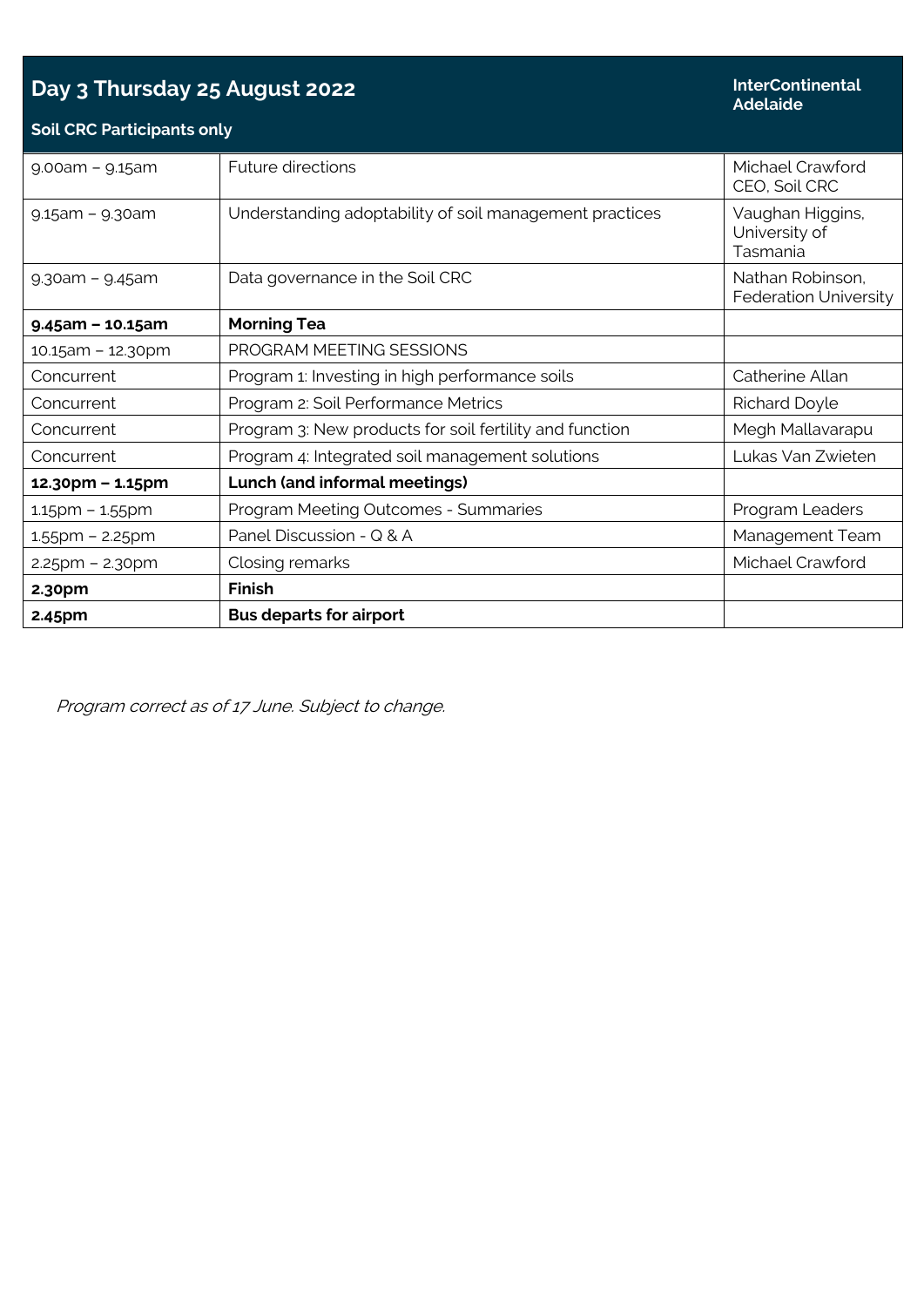## Day 3 Thursday 25 August 2022

**InterContinental Adelaide**

**Soil CRC Participants only**

| | | |
|---|---|---|
| 9.00am – 9.15am | Future directions | Michael Crawford CEO, Soil CRC |
| 9.15am – 9.30am | Understanding adoptability of soil management practices | Vaughan Higgins, University of Tasmania |
| 9.30am – 9.45am | Data governance in the Soil CRC | Nathan Robinson, Federation University |
| **9.45am – 10.15am** | **Morning Tea** | |
| 10.15am – 12.30pm | PROGRAM MEETING SESSIONS | |
| Concurrent | Program 1: Investing in high performance soils | Catherine Allan |
| Concurrent | Program 2: Soil Performance Metrics | Richard Doyle |
| Concurrent | Program 3: New products for soil fertility and function | Megh Mallavarapu |
| Concurrent | Program 4: Integrated soil management solutions | Lukas Van Zwieten |
| **12.30pm – 1.15pm** | **Lunch (and informal meetings)** | |
| 1.15pm – 1.55pm | Program Meeting Outcomes - Summaries | Program Leaders |
| 1.55pm – 2.25pm | Panel Discussion - Q & A | Management Team |
| 2.25pm – 2.30pm | Closing remarks | Michael Crawford |
| **2.30pm** | **Finish** | |
| **2.45pm** | **Bus departs for airport** | |

*Program correct as of 17 June. Subject to change.*